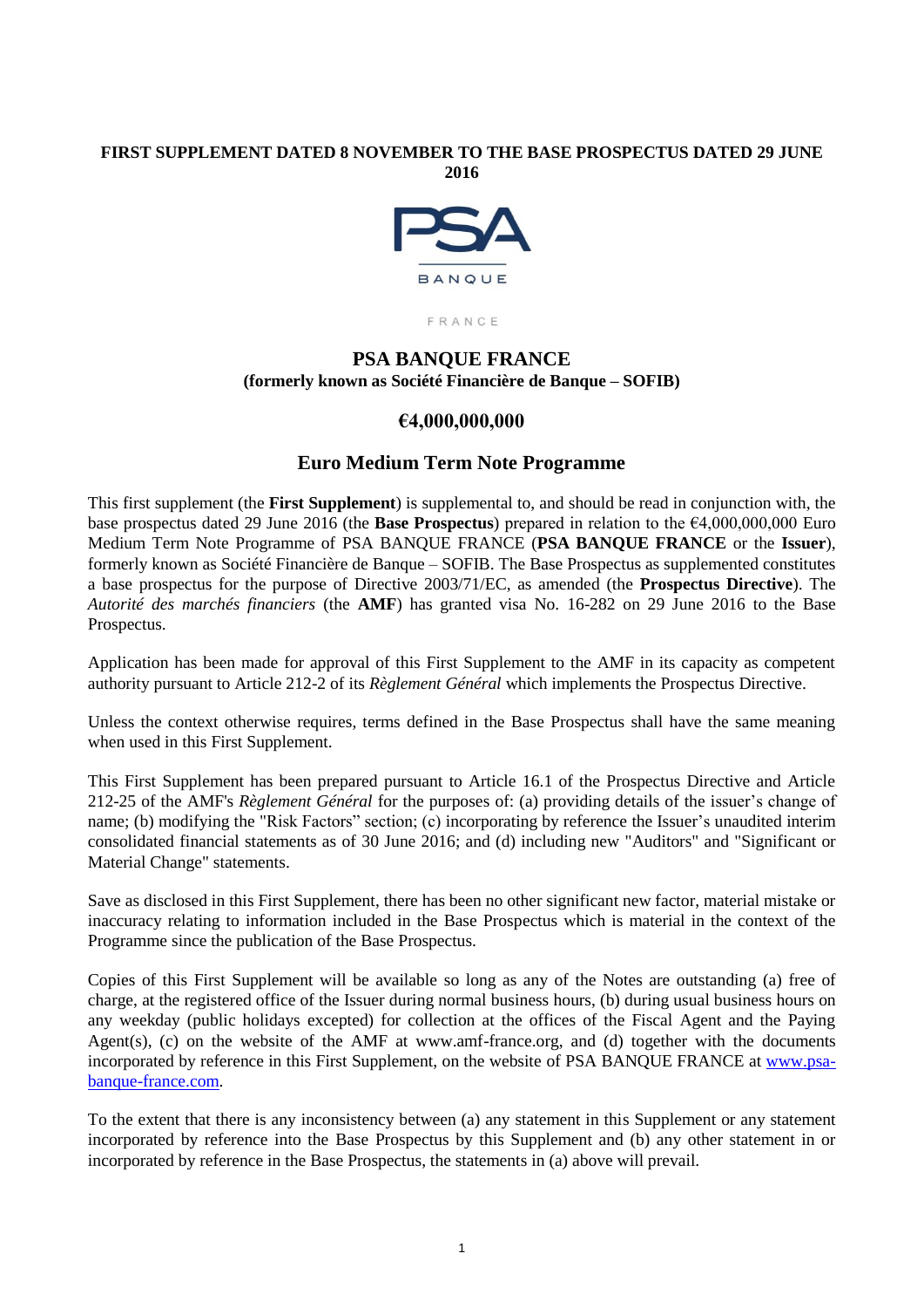**FIRST SUPPLEMENT DATED 8 NOVEMBER TO THE BASE PROSPECTUS DATED 29 JUNE 2016**

# PSA BANQUE FRANCE

**(formerly known as Société Financière de Banque – SOFIB)**

## €4,000,000,000

## Euro Medium Term Note Programme

This first supplement (the **First Supplement**) is supplemental to, and should be read in conjunction with, the base prospectus dated 29 June 2016 (the **Base Prospectus**) prepared in relation to the €4,000,000,000 Euro Medium Term Note Programme of PSA BANQUE FRANCE (**PSA BANQUE FRANCE** or the **Issuer**), formerly known as Société Financière de Banque – SOFIB. The Base Prospectus as supplemented constitutes a base prospectus for the purpose of Directive 2003/71/EC, as amended (the **Prospectus Directive**). The *Autorité des marchés financiers* (the **AMF**) has granted visa No. 16-282 on 29 June 2016 to the Base Prospectus.

Application has been made for approval of this First Supplement to the AMF in its capacity as competent authority pursuant to Article 212-2 of its *Règlement Général* which implements the Prospectus Directive.

Unless the context otherwise requires, terms defined in the Base Prospectus shall have the same meaning when used in this First Supplement.

This First Supplement has been prepared pursuant to Article 16.1 of the Prospectus Directive and Article 212-25 of the AMF's *Règlement Général* for the purposes of: (a) providing details of the issuer's change of name; (b) modifying the "Risk Factors" section; (c) incorporating by reference the Issuer's unaudited interim consolidated financial statements as of 30 June 2016; and (d) including new "Auditors" and "Significant or Material Change" statements.

Save as disclosed in this First Supplement, there has been no other significant new factor, material mistake or inaccuracy relating to information included in the Base Prospectus which is material in the context of the Programme since the publication of the Base Prospectus.

Copies of this First Supplement will be available so long as any of the Notes are outstanding (a) free of charge, at the registered office of the Issuer during normal business hours, (b) during usual business hours on any weekday (public holidays excepted) for collection at the offices of the Fiscal Agent and the Paying Agent(s), (c) on the website of the AMF at www.amf-france.org, and (d) together with the documents incorporated by reference in this First Supplement, on the website of PSA BANQUE FRANCE at www.psa-banque-france.com.

To the extent that there is any inconsistency between (a) any statement in this Supplement or any statement incorporated by reference into the Base Prospectus by this Supplement and (b) any other statement in or incorporated by reference in the Base Prospectus, the statements in (a) above will prevail.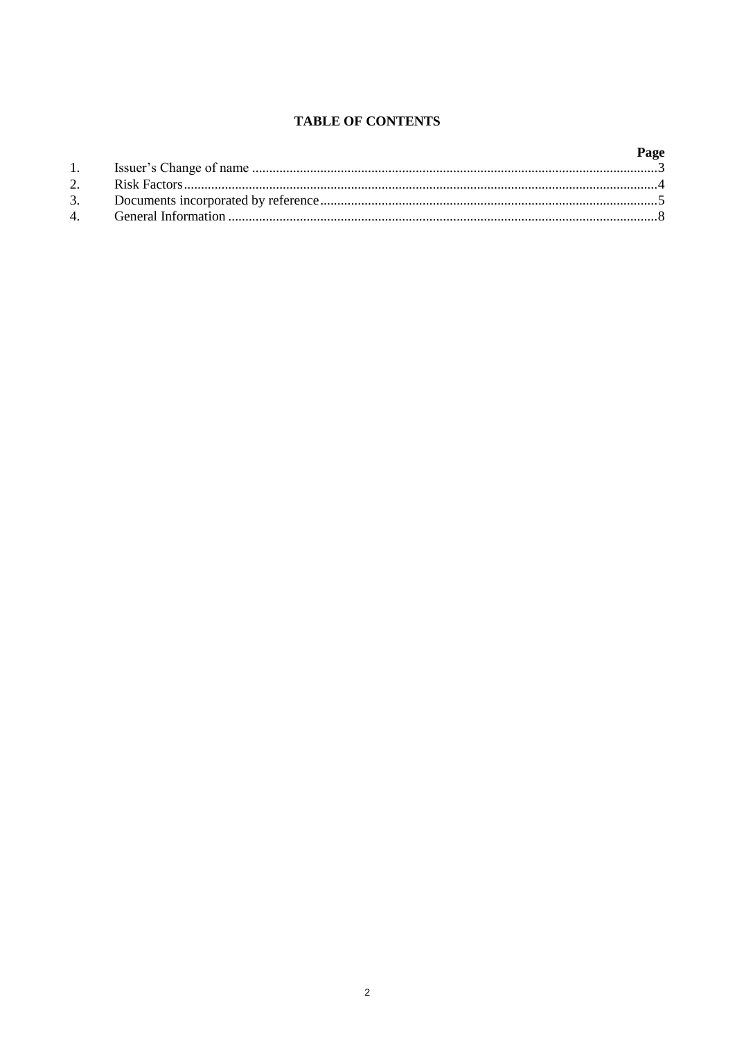**TABLE OF CONTENTS**

| | | Page |
|---|---|---|
| 1. | Issuer's Change of name | 3 |
| 2. | Risk Factors | 4 |
| 3. | Documents incorporated by reference | 5 |
| 4. | General Information | 8 |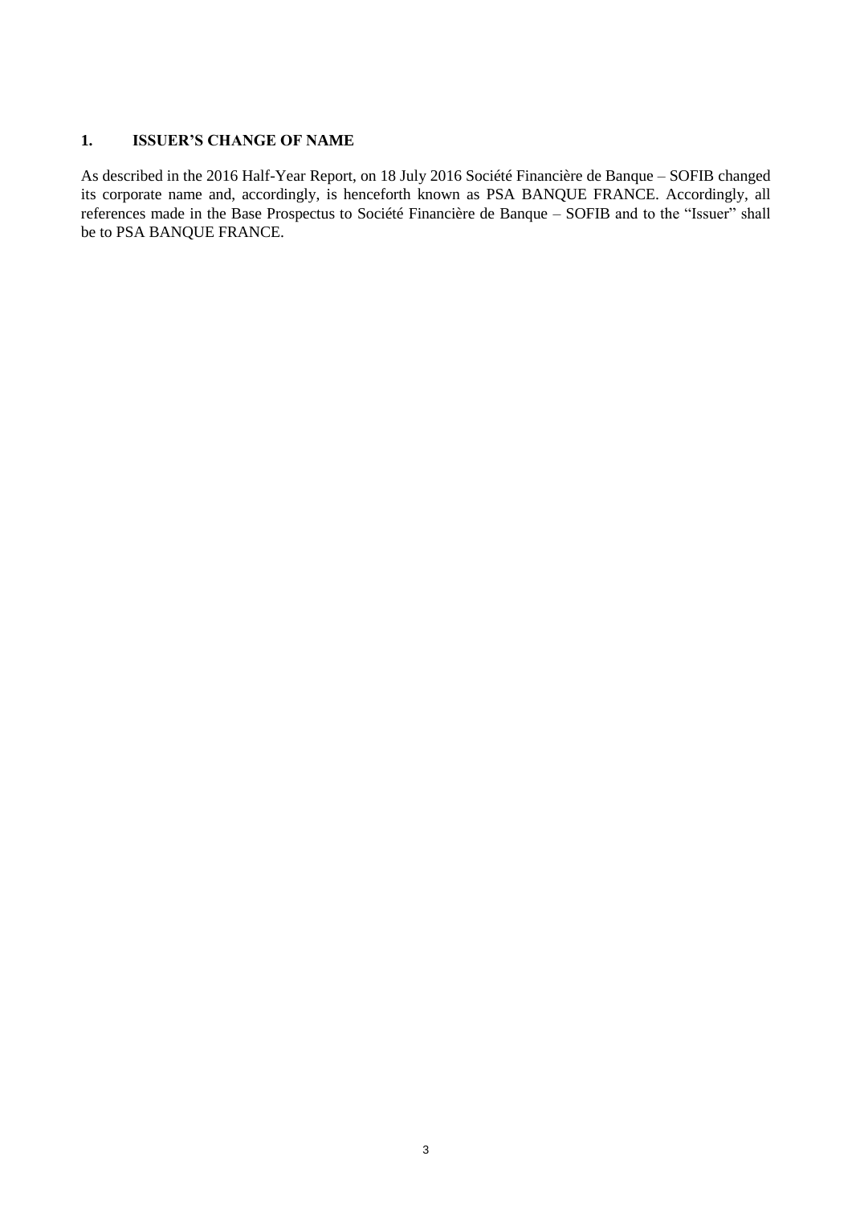## 1. ISSUER'S CHANGE OF NAME

As described in the 2016 Half-Year Report, on 18 July 2016 Société Financière de Banque – SOFIB changed its corporate name and, accordingly, is henceforth known as PSA BANQUE FRANCE. Accordingly, all references made in the Base Prospectus to Société Financière de Banque – SOFIB and to the "Issuer" shall be to PSA BANQUE FRANCE.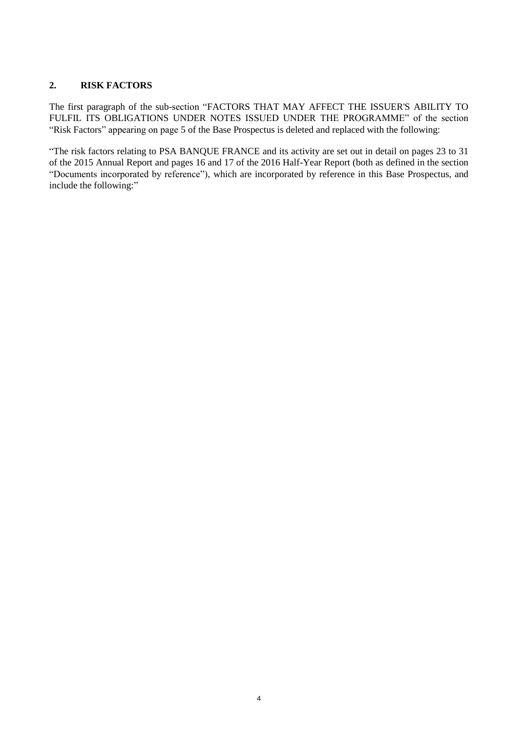## 2. RISK FACTORS

The first paragraph of the sub-section "FACTORS THAT MAY AFFECT THE ISSUER'S ABILITY TO FULFIL ITS OBLIGATIONS UNDER NOTES ISSUED UNDER THE PROGRAMME" of the section "Risk Factors" appearing on page 5 of the Base Prospectus is deleted and replaced with the following:

"The risk factors relating to PSA BANQUE FRANCE and its activity are set out in detail on pages 23 to 31 of the 2015 Annual Report and pages 16 and 17 of the 2016 Half-Year Report (both as defined in the section "Documents incorporated by reference"), which are incorporated by reference in this Base Prospectus, and include the following:"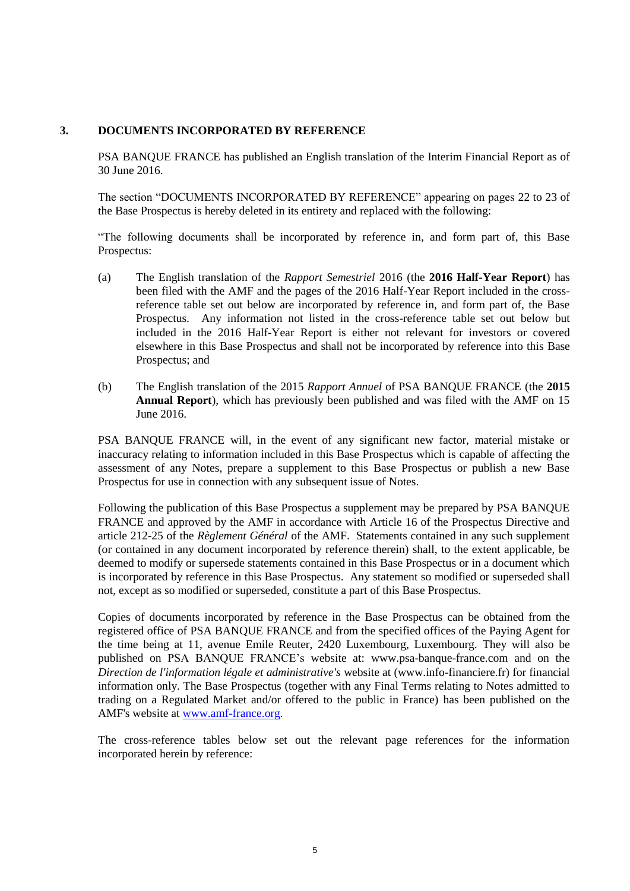## 3. DOCUMENTS INCORPORATED BY REFERENCE

PSA BANQUE FRANCE has published an English translation of the Interim Financial Report as of 30 June 2016.

The section "DOCUMENTS INCORPORATED BY REFERENCE" appearing on pages 22 to 23 of the Base Prospectus is hereby deleted in its entirety and replaced with the following:

"The following documents shall be incorporated by reference in, and form part of, this Base Prospectus:

(a) The English translation of the *Rapport Semestriel* 2016 (the **2016 Half-Year Report**) has been filed with the AMF and the pages of the 2016 Half-Year Report included in the cross-reference table set out below are incorporated by reference in, and form part of, the Base Prospectus. Any information not listed in the cross-reference table set out below but included in the 2016 Half-Year Report is either not relevant for investors or covered elsewhere in this Base Prospectus and shall not be incorporated by reference into this Base Prospectus; and

(b) The English translation of the 2015 *Rapport Annuel* of PSA BANQUE FRANCE (the **2015 Annual Report**), which has previously been published and was filed with the AMF on 15 June 2016.

PSA BANQUE FRANCE will, in the event of any significant new factor, material mistake or inaccuracy relating to information included in this Base Prospectus which is capable of affecting the assessment of any Notes, prepare a supplement to this Base Prospectus or publish a new Base Prospectus for use in connection with any subsequent issue of Notes.

Following the publication of this Base Prospectus a supplement may be prepared by PSA BANQUE FRANCE and approved by the AMF in accordance with Article 16 of the Prospectus Directive and article 212-25 of the *Règlement Général* of the AMF. Statements contained in any such supplement (or contained in any document incorporated by reference therein) shall, to the extent applicable, be deemed to modify or supersede statements contained in this Base Prospectus or in a document which is incorporated by reference in this Base Prospectus. Any statement so modified or superseded shall not, except as so modified or superseded, constitute a part of this Base Prospectus.

Copies of documents incorporated by reference in the Base Prospectus can be obtained from the registered office of PSA BANQUE FRANCE and from the specified offices of the Paying Agent for the time being at 11, avenue Emile Reuter, 2420 Luxembourg, Luxembourg. They will also be published on PSA BANQUE FRANCE's website at: www.psa-banque-france.com and on the *Direction de l'information légale et administrative's* website at (www.info-financiere.fr) for financial information only. The Base Prospectus (together with any Final Terms relating to Notes admitted to trading on a Regulated Market and/or offered to the public in France) has been published on the AMF's website at www.amf-france.org.

The cross-reference tables below set out the relevant page references for the information incorporated herein by reference: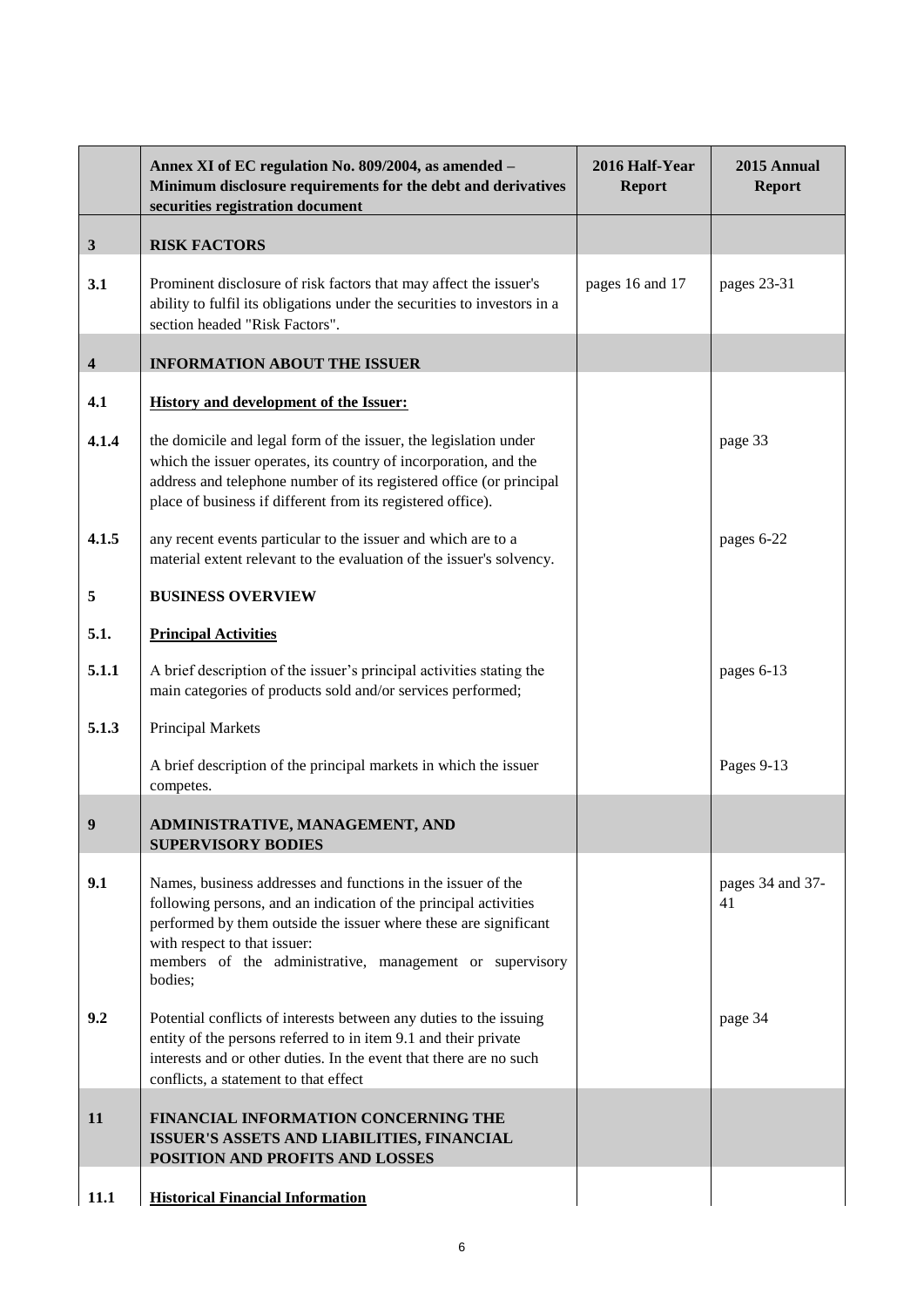| | Annex XI of EC regulation No. 809/2004, as amended – Minimum disclosure requirements for the debt and derivatives securities registration document | 2016 Half-Year Report | 2015 Annual Report |
|---|---|---|---|
| **3** | **RISK FACTORS** | | |
| **3.1** | Prominent disclosure of risk factors that may affect the issuer's ability to fulfil its obligations under the securities to investors in a section headed "Risk Factors". | pages 16 and 17 | pages 23-31 |
| **4** | **INFORMATION ABOUT THE ISSUER** | | |
| **4.1** | **History and development of the Issuer:** | | |
| **4.1.4** | the domicile and legal form of the issuer, the legislation under which the issuer operates, its country of incorporation, and the address and telephone number of its registered office (or principal place of business if different from its registered office). | | page 33 |
| **4.1.5** | any recent events particular to the issuer and which are to a material extent relevant to the evaluation of the issuer's solvency. | | pages 6-22 |
| **5** | **BUSINESS OVERVIEW** | | |
| **5.1.** | **Principal Activities** | | |
| **5.1.1** | A brief description of the issuer's principal activities stating the main categories of products sold and/or services performed; | | pages 6-13 |
| **5.1.3** | Principal Markets | | |
| | A brief description of the principal markets in which the issuer competes. | | Pages 9-13 |
| **9** | **ADMINISTRATIVE, MANAGEMENT, AND SUPERVISORY BODIES** | | |
| **9.1** | Names, business addresses and functions in the issuer of the following persons, and an indication of the principal activities performed by them outside the issuer where these are significant with respect to that issuer: members of the administrative, management or supervisory bodies; | | pages 34 and 37-41 |
| **9.2** | Potential conflicts of interests between any duties to the issuing entity of the persons referred to in item 9.1 and their private interests and or other duties. In the event that there are no such conflicts, a statement to that effect | | page 34 |
| **11** | **FINANCIAL INFORMATION CONCERNING THE ISSUER'S ASSETS AND LIABILITIES, FINANCIAL POSITION AND PROFITS AND LOSSES** | | |
| **11.1** | **Historical Financial Information** | | |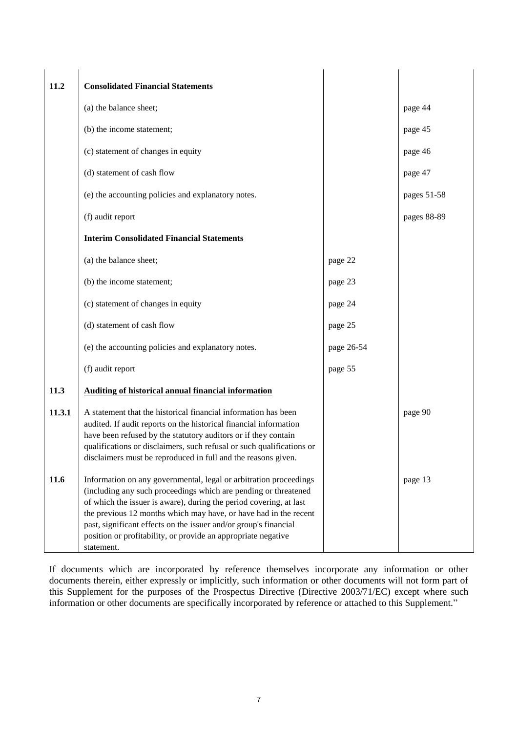| | | | |
|---|---|---|---|
| **11.2** | **Consolidated Financial Statements** | | |
| | (a) the balance sheet; | | page 44 |
| | (b) the income statement; | | page 45 |
| | (c) statement of changes in equity | | page 46 |
| | (d) statement of cash flow | | page 47 |
| | (e) the accounting policies and explanatory notes. | | pages 51-58 |
| | (f) audit report | | pages 88-89 |
| | **Interim Consolidated Financial Statements** | | |
| | (a) the balance sheet; | page 22 | |
| | (b) the income statement; | page 23 | |
| | (c) statement of changes in equity | page 24 | |
| | (d) statement of cash flow | page 25 | |
| | (e) the accounting policies and explanatory notes. | page 26-54 | |
| | (f) audit report | page 55 | |
| **11.3** | **Auditing of historical annual financial information** | | |
| **11.3.1** | A statement that the historical financial information has been audited. If audit reports on the historical financial information have been refused by the statutory auditors or if they contain qualifications or disclaimers, such refusal or such qualifications or disclaimers must be reproduced in full and the reasons given. | | page 90 |
| **11.6** | Information on any governmental, legal or arbitration proceedings (including any such proceedings which are pending or threatened of which the issuer is aware), during the period covering, at last the previous 12 months which may have, or have had in the recent past, significant effects on the issuer and/or group's financial position or profitability, or provide an appropriate negative statement. | | page 13 |

If documents which are incorporated by reference themselves incorporate any information or other documents therein, either expressly or implicitly, such information or other documents will not form part of this Supplement for the purposes of the Prospectus Directive (Directive 2003/71/EC) except where such information or other documents are specifically incorporated by reference or attached to this Supplement."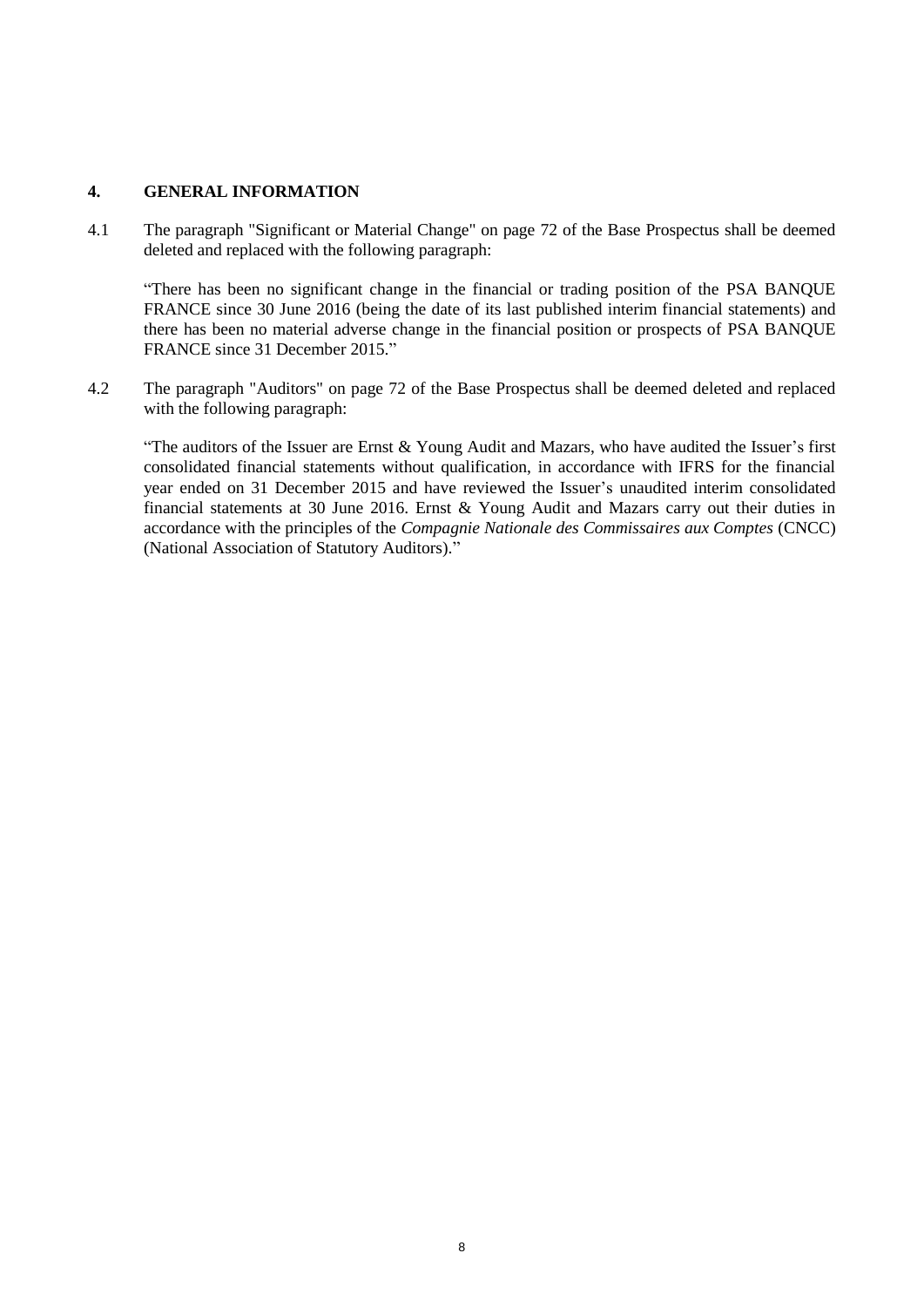## 4. GENERAL INFORMATION

4.1 The paragraph "Significant or Material Change" on page 72 of the Base Prospectus shall be deemed deleted and replaced with the following paragraph:

> "There has been no significant change in the financial or trading position of the PSA BANQUE FRANCE since 30 June 2016 (being the date of its last published interim financial statements) and there has been no material adverse change in the financial position or prospects of PSA BANQUE FRANCE since 31 December 2015."

4.2 The paragraph "Auditors" on page 72 of the Base Prospectus shall be deemed deleted and replaced with the following paragraph:

> "The auditors of the Issuer are Ernst & Young Audit and Mazars, who have audited the Issuer's first consolidated financial statements without qualification, in accordance with IFRS for the financial year ended on 31 December 2015 and have reviewed the Issuer's unaudited interim consolidated financial statements at 30 June 2016. Ernst & Young Audit and Mazars carry out their duties in accordance with the principles of the *Compagnie Nationale des Commissaires aux Comptes* (CNCC) (National Association of Statutory Auditors)."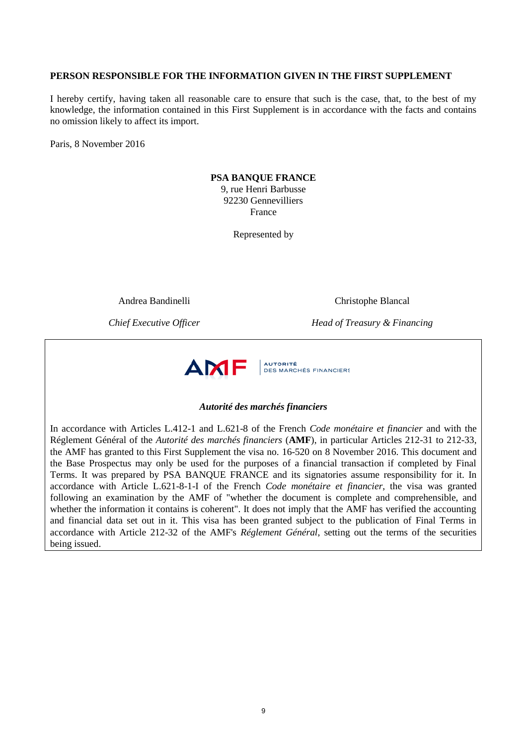**PERSON RESPONSIBLE FOR THE INFORMATION GIVEN IN THE FIRST SUPPLEMENT**

I hereby certify, having taken all reasonable care to ensure that such is the case, that, to the best of my knowledge, the information contained in this First Supplement is in accordance with the facts and contains no omission likely to affect its import.

Paris, 8 November 2016

**PSA BANQUE FRANCE**
9, rue Henri Barbusse
92230 Gennevilliers
France

Represented by

Andrea Bandinelli

*Chief Executive Officer*

Christophe Blancal

*Head of Treasury & Financing*

AMF | AUTORITÉ DES MARCHÉS FINANCIERS

***Autorité des marchés financiers***

In accordance with Articles L.412-1 and L.621-8 of the French *Code monétaire et financier* and with the Réglement Général of the *Autorité des marchés financiers* (**AMF**), in particular Articles 212-31 to 212-33, the AMF has granted to this First Supplement the visa no. 16-520 on 8 November 2016. This document and the Base Prospectus may only be used for the purposes of a financial transaction if completed by Final Terms. It was prepared by PSA BANQUE FRANCE and its signatories assume responsibility for it. In accordance with Article L.621-8-1-I of the French *Code monétaire et financier*, the visa was granted following an examination by the AMF of "whether the document is complete and comprehensible, and whether the information it contains is coherent". It does not imply that the AMF has verified the accounting and financial data set out in it. This visa has been granted subject to the publication of Final Terms in accordance with Article 212-32 of the AMF's *Réglement Général*, setting out the terms of the securities being issued.